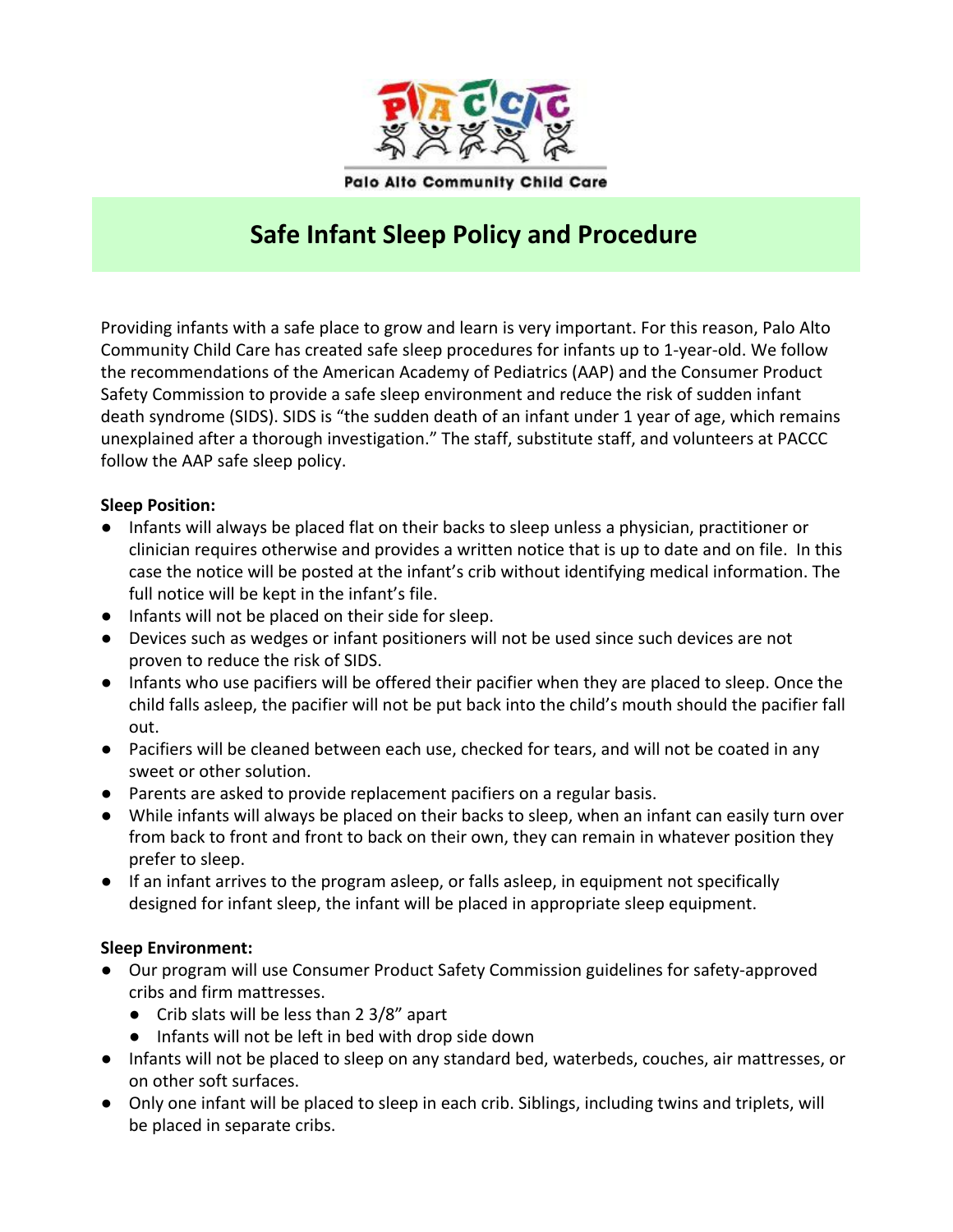Palo Alto Community Child Care

# Safe Infant Sleep Policy and Procedure

Providing infants with a safe place to grow and learn is very important. For this reason, Palo Alto Community Child Care has created safe sleep procedures for infants up to 1-year-old. We follow the recommendations of the American Academy of Pediatrics (AAP) and the Consumer Product Safety Commission to provide a safe sleep environment and reduce the risk of sudden infant death syndrome (SIDS). SIDS is "the sudden death of an infant under 1 year of age, which remains unexplained after a thorough investigation." The staff, substitute staff, and volunteers at PACCC follow the AAP safe sleep policy.

**Sleep Position:**

- Infants will always be placed flat on their backs to sleep unless a physician, practitioner or clinician requires otherwise and provides a written notice that is up to date and on file. In this case the notice will be posted at the infant's crib without identifying medical information. The full notice will be kept in the infant's file.
- Infants will not be placed on their side for sleep.
- Devices such as wedges or infant positioners will not be used since such devices are not proven to reduce the risk of SIDS.
- Infants who use pacifiers will be offered their pacifier when they are placed to sleep. Once the child falls asleep, the pacifier will not be put back into the child's mouth should the pacifier fall out.
- Pacifiers will be cleaned between each use, checked for tears, and will not be coated in any sweet or other solution.
- Parents are asked to provide replacement pacifiers on a regular basis.
- While infants will always be placed on their backs to sleep, when an infant can easily turn over from back to front and front to back on their own, they can remain in whatever position they prefer to sleep.
- If an infant arrives to the program asleep, or falls asleep, in equipment not specifically designed for infant sleep, the infant will be placed in appropriate sleep equipment.

**Sleep Environment:**

- Our program will use Consumer Product Safety Commission guidelines for safety-approved cribs and firm mattresses.
  - Crib slats will be less than 2 3/8" apart
  - Infants will not be left in bed with drop side down
- Infants will not be placed to sleep on any standard bed, waterbeds, couches, air mattresses, or on other soft surfaces.
- Only one infant will be placed to sleep in each crib. Siblings, including twins and triplets, will be placed in separate cribs.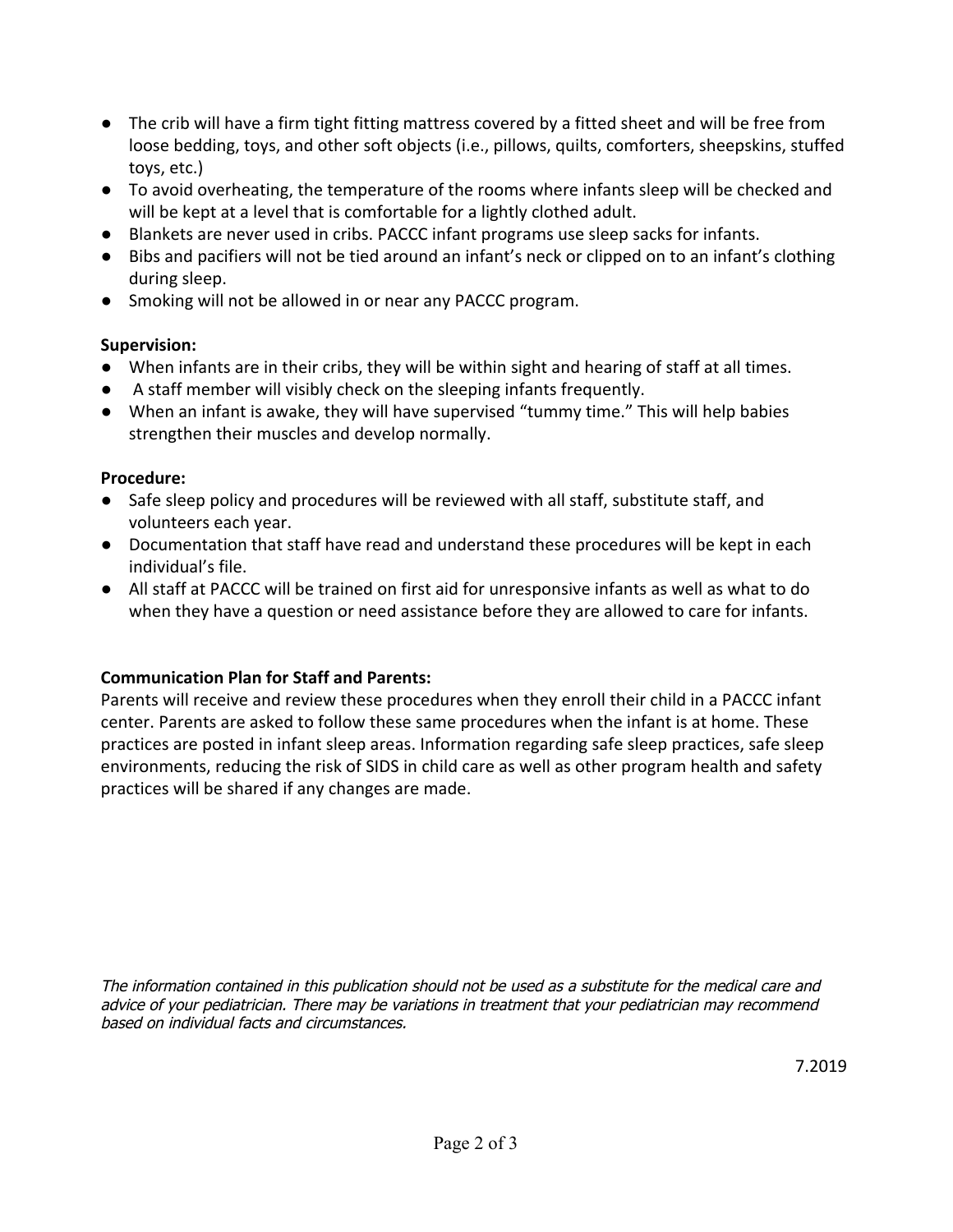- The crib will have a firm tight fitting mattress covered by a fitted sheet and will be free from loose bedding, toys, and other soft objects (i.e., pillows, quilts, comforters, sheepskins, stuffed toys, etc.)
- To avoid overheating, the temperature of the rooms where infants sleep will be checked and will be kept at a level that is comfortable for a lightly clothed adult.
- Blankets are never used in cribs. PACCC infant programs use sleep sacks for infants.
- Bibs and pacifiers will not be tied around an infant's neck or clipped on to an infant's clothing during sleep.
- Smoking will not be allowed in or near any PACCC program.

**Supervision:**

- When infants are in their cribs, they will be within sight and hearing of staff at all times.
- A staff member will visibly check on the sleeping infants frequently.
- When an infant is awake, they will have supervised "tummy time." This will help babies strengthen their muscles and develop normally.

**Procedure:**

- Safe sleep policy and procedures will be reviewed with all staff, substitute staff, and volunteers each year.
- Documentation that staff have read and understand these procedures will be kept in each individual's file.
- All staff at PACCC will be trained on first aid for unresponsive infants as well as what to do when they have a question or need assistance before they are allowed to care for infants.

**Communication Plan for Staff and Parents:**

Parents will receive and review these procedures when they enroll their child in a PACCC infant center. Parents are asked to follow these same procedures when the infant is at home. These practices are posted in infant sleep areas. Information regarding safe sleep practices, safe sleep environments, reducing the risk of SIDS in child care as well as other program health and safety practices will be shared if any changes are made.

*The information contained in this publication should not be used as a substitute for the medical care and advice of your pediatrician. There may be variations in treatment that your pediatrician may recommend based on individual facts and circumstances.*

7.2019